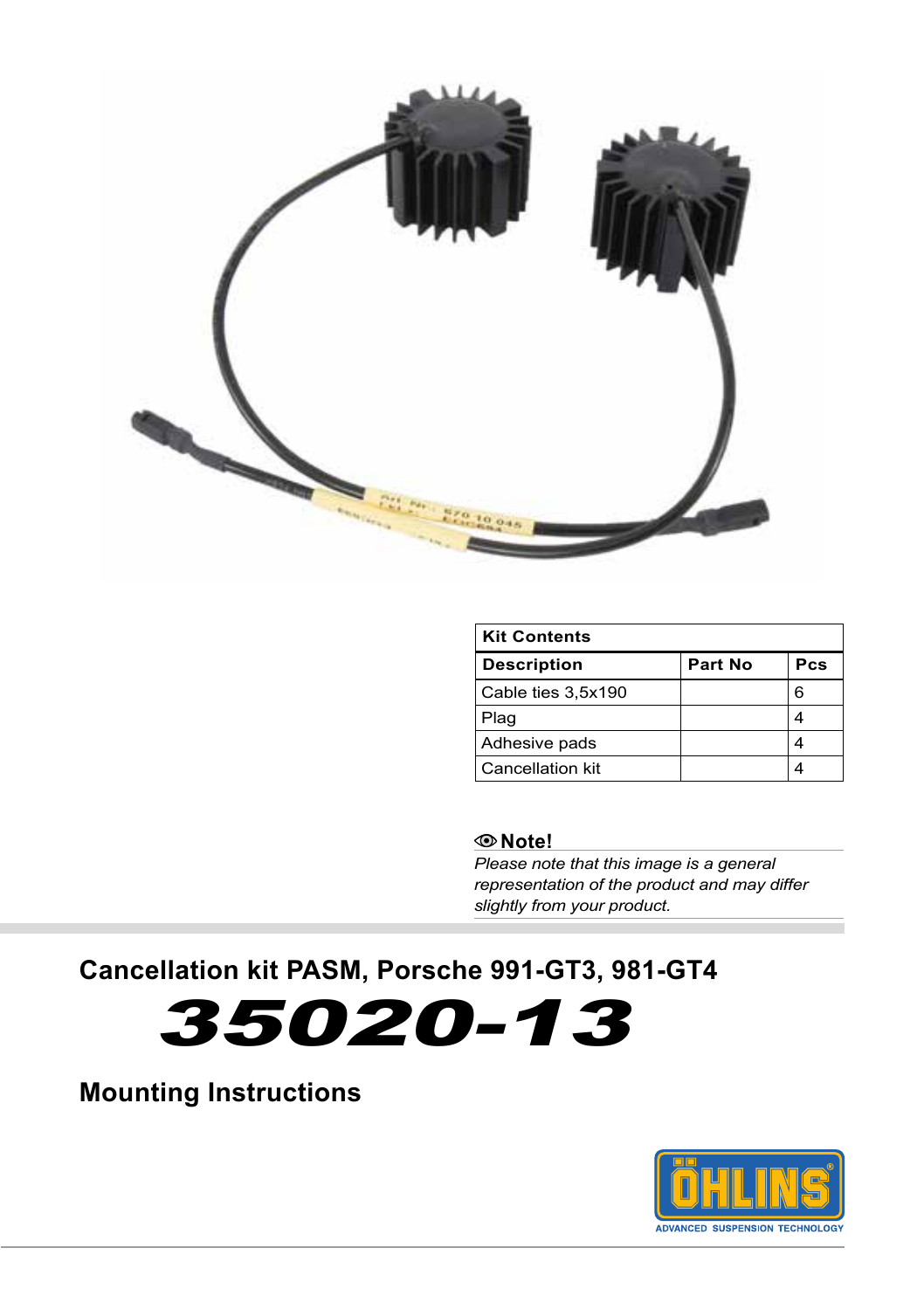| Kit Contents | | |
|---|---|---|
| **Description** | **Part No** | **Pcs** |
| Cable ties 3,5x190 | | 6 |
| Plag | | 4 |
| Adhesive pads | | 4 |
| Cancellation kit | | 4 |

**Note!**

*Please note that this image is a general representation of the product and may differ slightly from your product.*

## Cancellation kit PASM, Porsche 991-GT3, 981-GT4

# 35020-13

## Mounting Instructions

ÖHLINS ADVANCED SUSPENSION TECHNOLOGY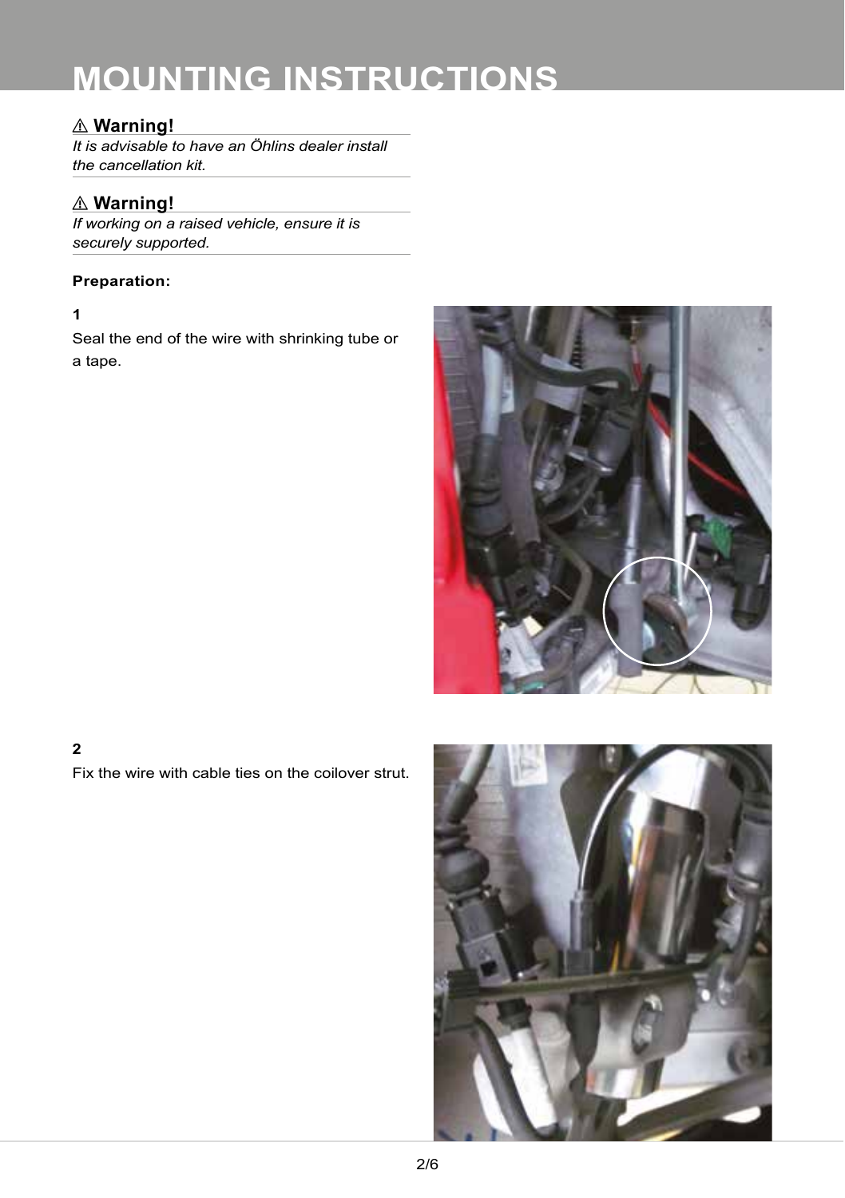# MOUNTING INSTRUCTIONS

⚠ **Warning!**

*It is advisable to have an Öhlins dealer install the cancellation kit.*

⚠ **Warning!**

*If working on a raised vehicle, ensure it is securely supported.*

**Preparation:**

**1**

Seal the end of the wire with shrinking tube or a tape.

**2**

Fix the wire with cable ties on the coilover strut.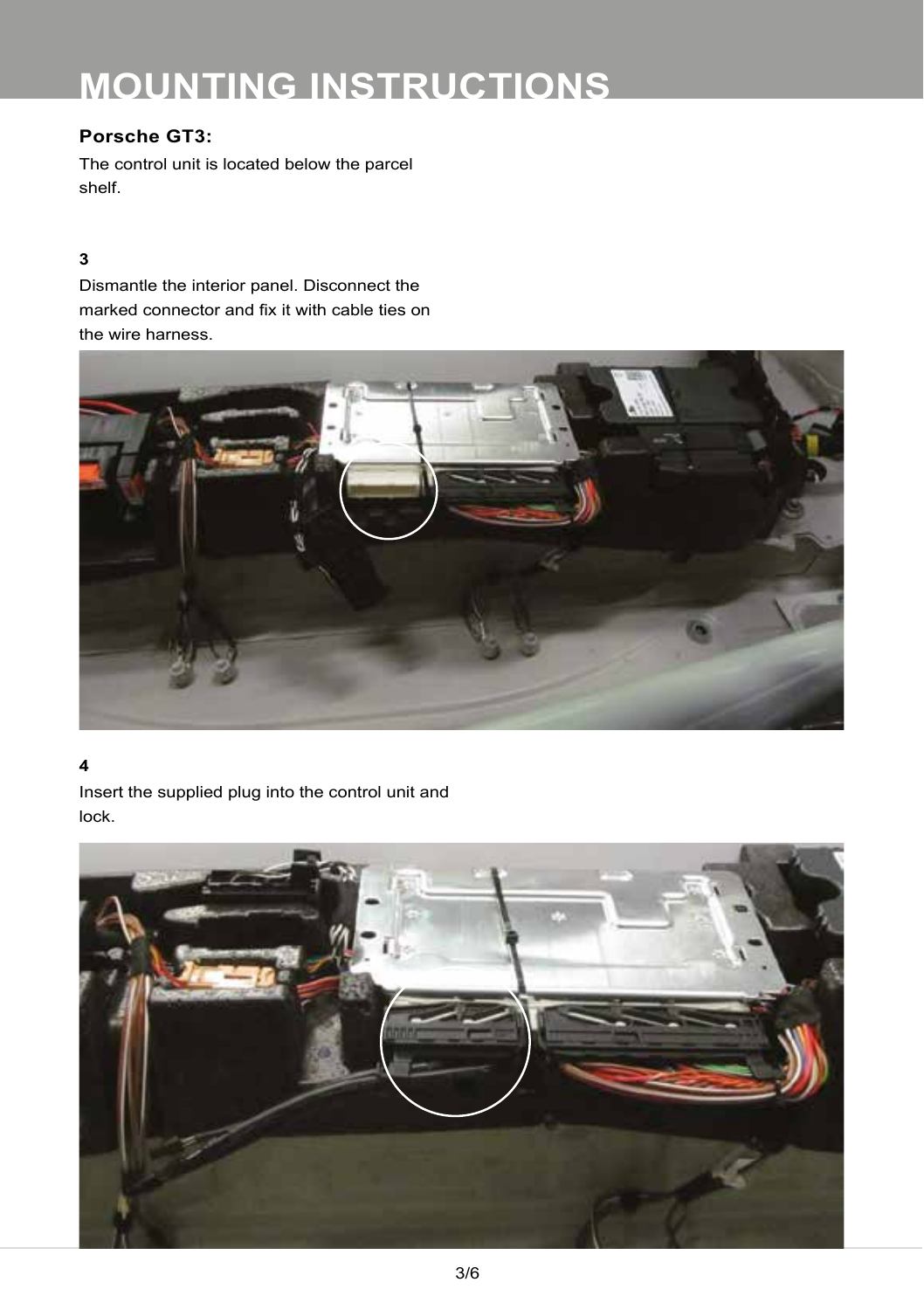# MOUNTING INSTRUCTIONS

**Porsche GT3:**

The control unit is located below the parcel shelf.

**3**

Dismantle the interior panel. Disconnect the marked connector and fix it with cable ties on the wire harness.

**4**

Insert the supplied plug into the control unit and lock.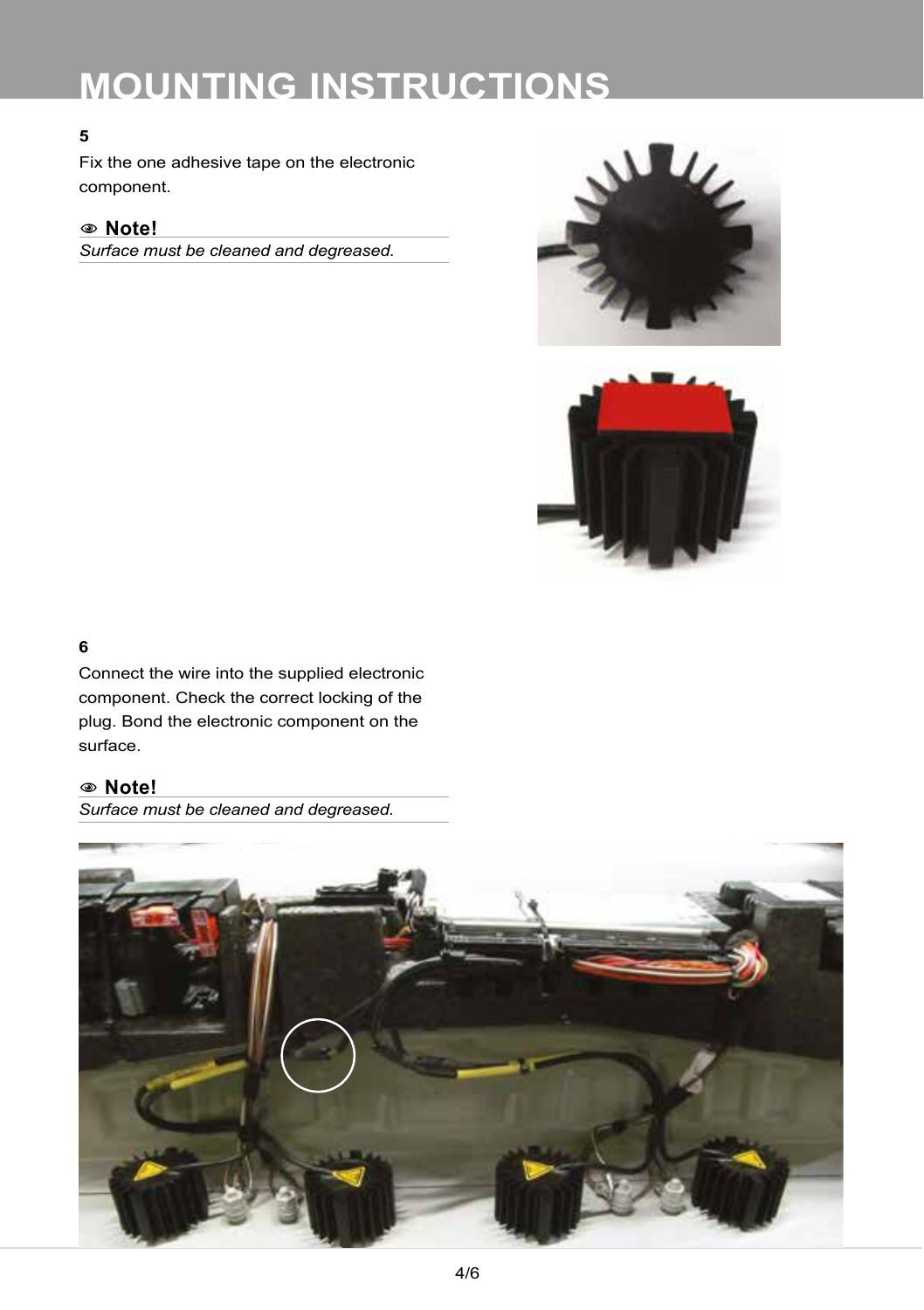# MOUNTING INSTRUCTIONS

**5**

Fix the one adhesive tape on the electronic component.

**Note!**

*Surface must be cleaned and degreased.*

**6**

Connect the wire into the supplied electronic component. Check the correct locking of the plug. Bond the electronic component on the surface.

**Note!**

*Surface must be cleaned and degreased.*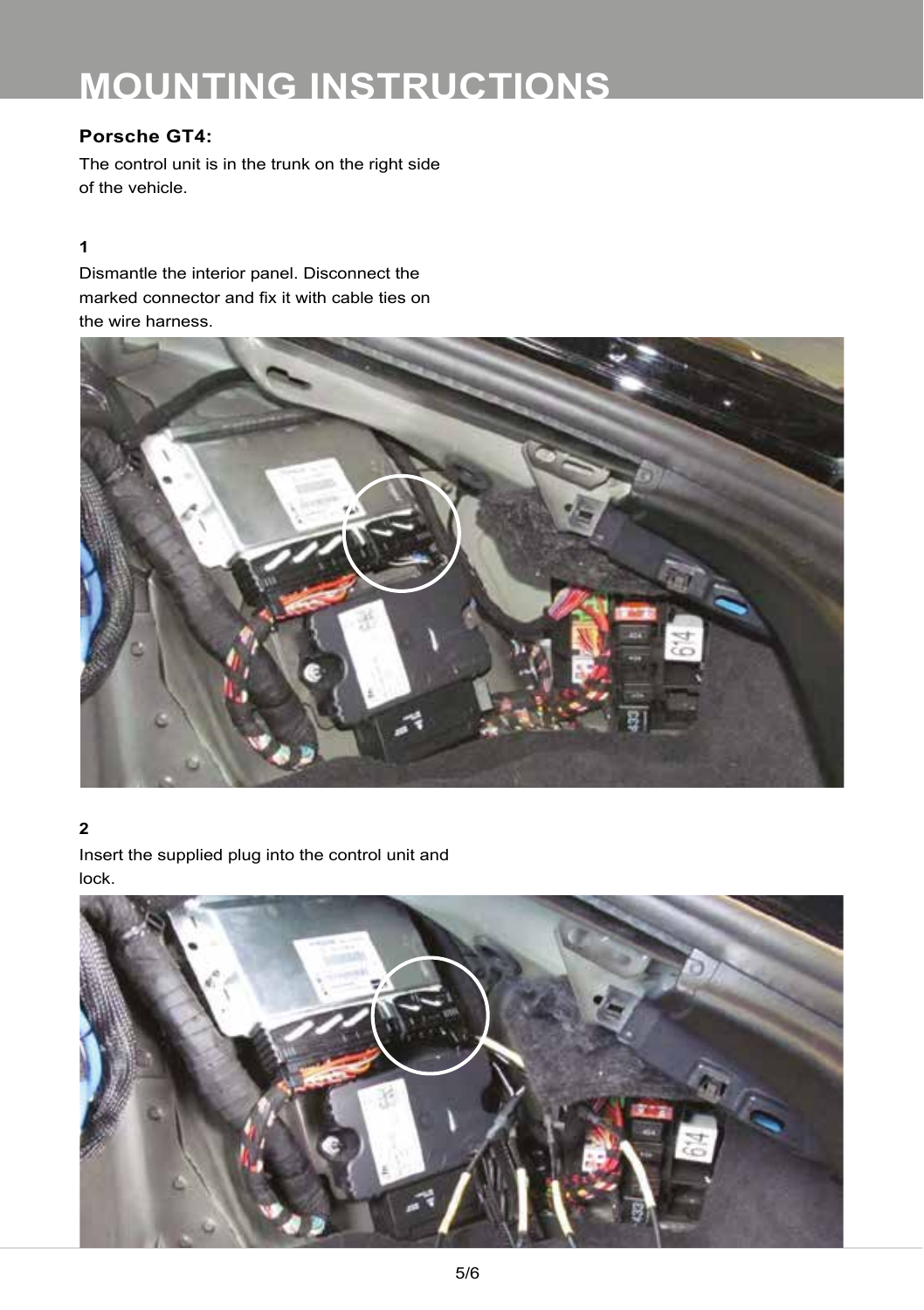# MOUNTING INSTRUCTIONS

### Porsche GT4:

The control unit is in the trunk on the right side of the vehicle.

**1**

Dismantle the interior panel. Disconnect the marked connector and fix it with cable ties on the wire harness.

**2**

Insert the supplied plug into the control unit and lock.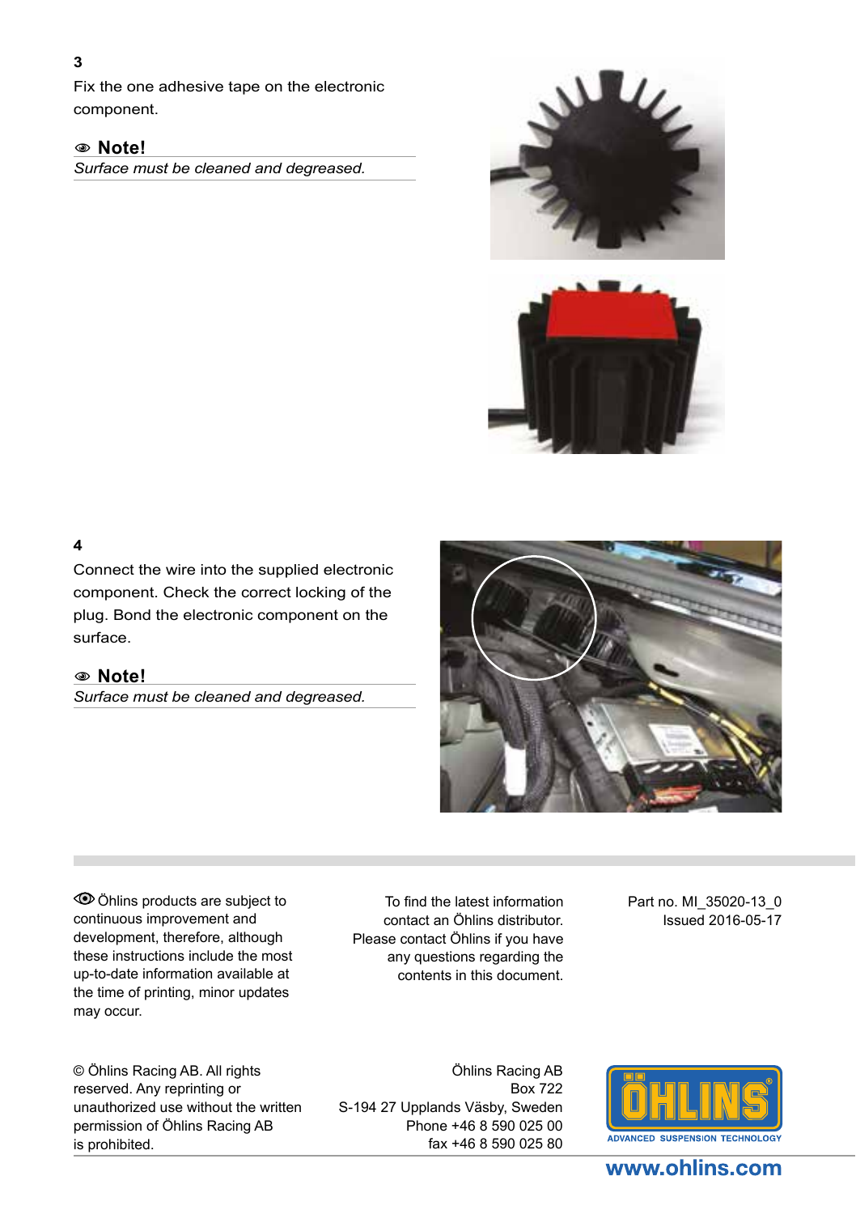### 3

Fix the one adhesive tape on the electronic component.

**Note!**

*Surface must be cleaned and degreased.*

### 4

Connect the wire into the supplied electronic component. Check the correct locking of the plug. Bond the electronic component on the surface.

**Note!**

*Surface must be cleaned and degreased.*

Öhlins products are subject to continuous improvement and development, therefore, although these instructions include the most up-to-date information available at the time of printing, minor updates may occur.

To find the latest information contact an Öhlins distributor. Please contact Öhlins if you have any questions regarding the contents in this document.

Part no. MI_35020-13_0
Issued 2016-05-17

© Öhlins Racing AB. All rights reserved. Any reprinting or unauthorized use without the written permission of Öhlins Racing AB is prohibited.

Öhlins Racing AB
Box 722
S-194 27 Upplands Väsby, Sweden
Phone +46 8 590 025 00
fax +46 8 590 025 80

ÖHLINS
ADVANCED SUSPENSION TECHNOLOGY

www.ohlins.com